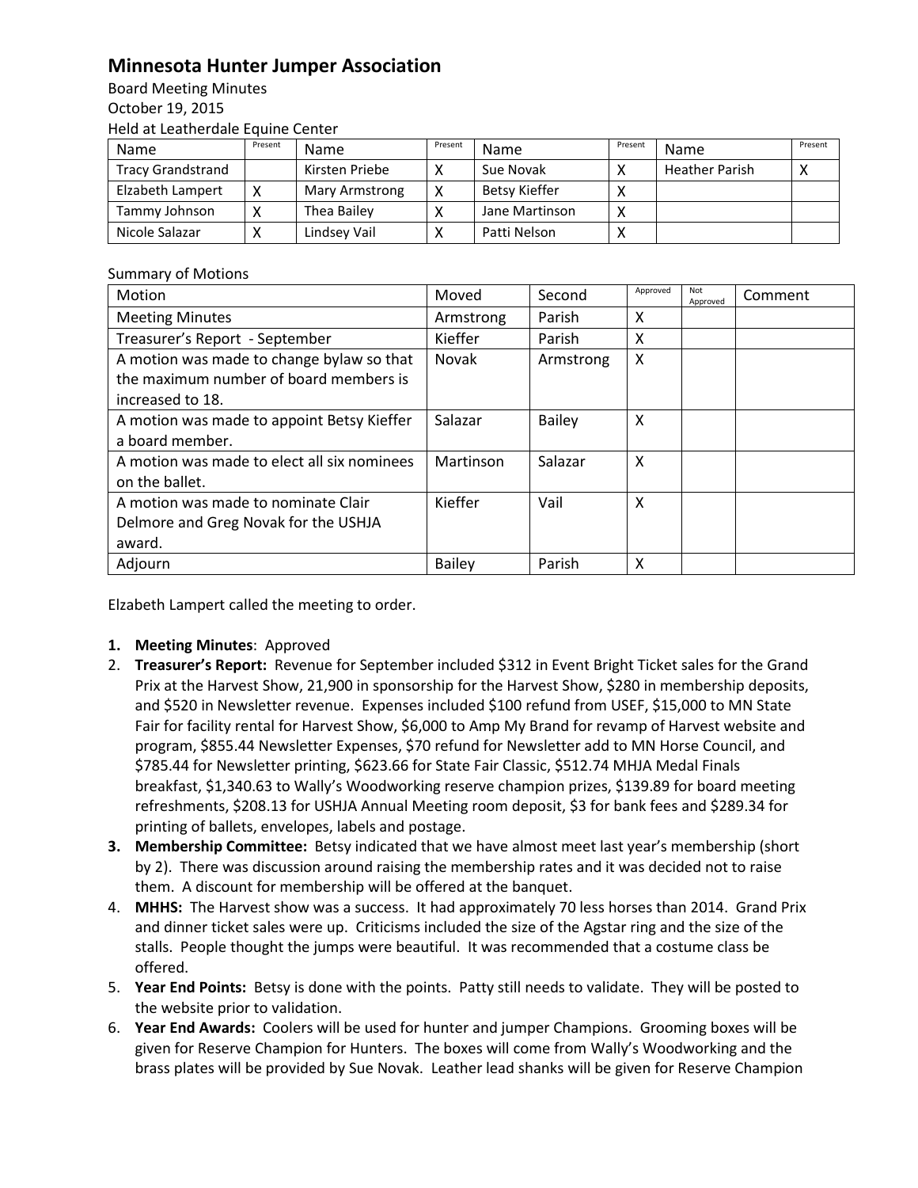# Minnesota Hunter Jumper Association

Board Meeting Minutes
October 19, 2015
Held at Leatherdale Equine Center

| Name | Present | Name | Present | Name | Present | Name | Present |
|---|---|---|---|---|---|---|---|
| Tracy Grandstrand | | Kirsten Priebe | X | Sue Novak | X | Heather Parish | X |
| Elizabeth Lampert | X | Mary Armstrong | X | Betsy Kieffer | X | | |
| Tammy Johnson | X | Thea Bailey | X | Jane Martinson | X | | |
| Nicole Salazar | X | Lindsey Vail | X | Patti Nelson | X | | |

Summary of Motions

| Motion | Moved | Second | Approved | Not Approved | Comment |
|---|---|---|---|---|---|
| Meeting Minutes | Armstrong | Parish | X | | |
| Treasurer's Report - September | Kieffer | Parish | X | | |
| A motion was made to change bylaw so that the maximum number of board members is increased to 18. | Novak | Armstrong | X | | |
| A motion was made to appoint Betsy Kieffer a board member. | Salazar | Bailey | X | | |
| A motion was made to elect all six nominees on the ballet. | Martinson | Salazar | X | | |
| A motion was made to nominate Clair Delmore and Greg Novak for the USHJA award. | Kieffer | Vail | X | | |
| Adjourn | Bailey | Parish | X | | |

Elizabeth Lampert called the meeting to order.

1. **Meeting Minutes**: Approved
2. **Treasurer's Report:** Revenue for September included $312 in Event Bright Ticket sales for the Grand Prix at the Harvest Show, 21,900 in sponsorship for the Harvest Show, $280 in membership deposits, and $520 in Newsletter revenue. Expenses included $100 refund from USEF, $15,000 to MN State Fair for facility rental for Harvest Show, $6,000 to Amp My Brand for revamp of Harvest website and program, $855.44 Newsletter Expenses, $70 refund for Newsletter add to MN Horse Council, and $785.44 for Newsletter printing, $623.66 for State Fair Classic, $512.74 MHJA Medal Finals breakfast, $1,340.63 to Wally's Woodworking reserve champion prizes, $139.89 for board meeting refreshments, $208.13 for USHJA Annual Meeting room deposit, $3 for bank fees and $289.34 for printing of ballets, envelopes, labels and postage.
3. **Membership Committee:** Betsy indicated that we have almost meet last year's membership (short by 2). There was discussion around raising the membership rates and it was decided not to raise them. A discount for membership will be offered at the banquet.
4. **MHHS:** The Harvest show was a success. It had approximately 70 less horses than 2014. Grand Prix and dinner ticket sales were up. Criticisms included the size of the Agstar ring and the size of the stalls. People thought the jumps were beautiful. It was recommended that a costume class be offered.
5. **Year End Points:** Betsy is done with the points. Patty still needs to validate. They will be posted to the website prior to validation.
6. **Year End Awards:** Coolers will be used for hunter and jumper Champions. Grooming boxes will be given for Reserve Champion for Hunters. The boxes will come from Wally's Woodworking and the brass plates will be provided by Sue Novak. Leather lead shanks will be given for Reserve Champion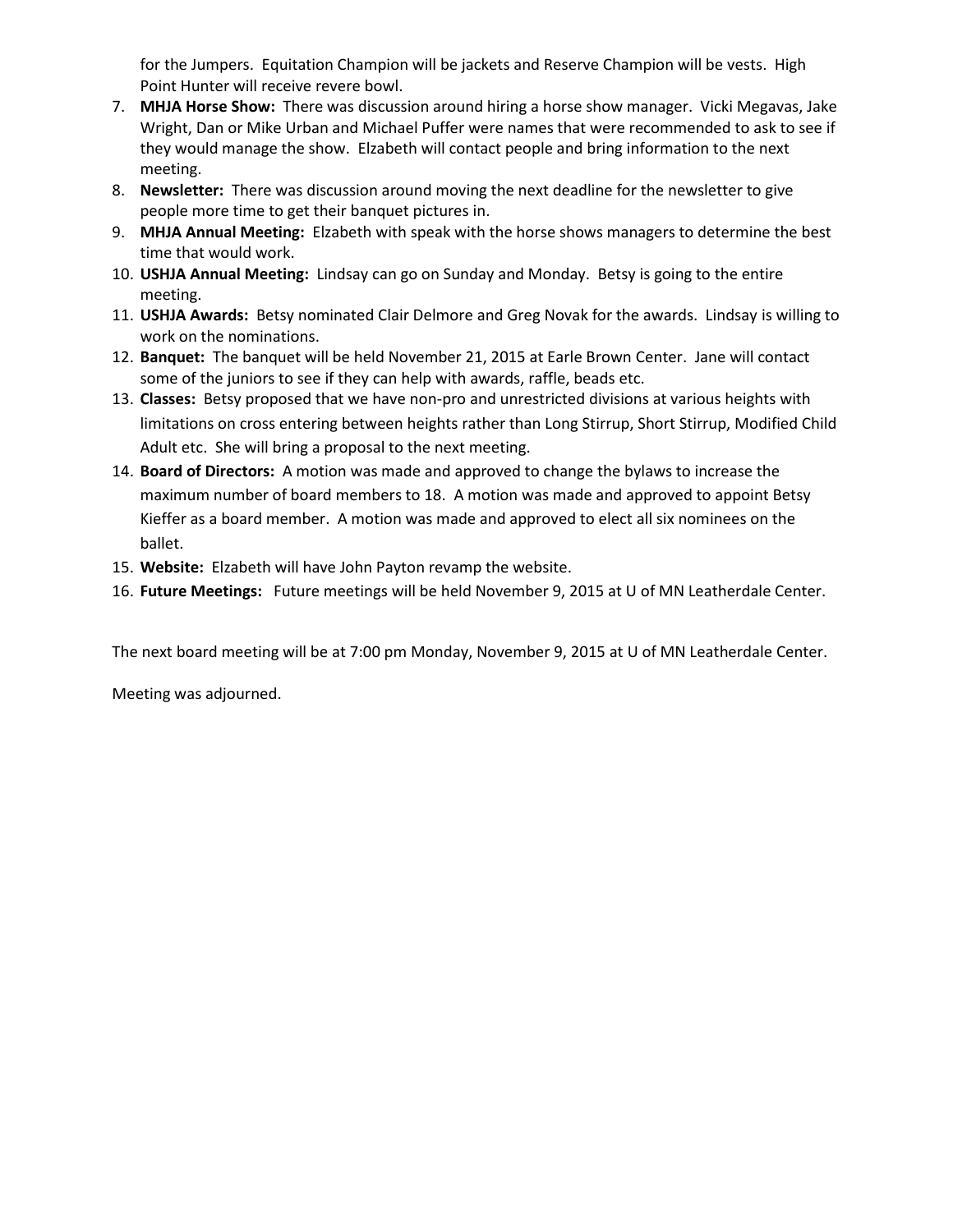for the Jumpers. Equitation Champion will be jackets and Reserve Champion will be vests. High Point Hunter will receive revere bowl.

7. **MHJA Horse Show:** There was discussion around hiring a horse show manager. Vicki Megavas, Jake Wright, Dan or Mike Urban and Michael Puffer were names that were recommended to ask to see if they would manage the show. Elzabeth will contact people and bring information to the next meeting.
8. **Newsletter:** There was discussion around moving the next deadline for the newsletter to give people more time to get their banquet pictures in.
9. **MHJA Annual Meeting:** Elzabeth with speak with the horse shows managers to determine the best time that would work.
10. **USHJA Annual Meeting:** Lindsay can go on Sunday and Monday. Betsy is going to the entire meeting.
11. **USHJA Awards:** Betsy nominated Clair Delmore and Greg Novak for the awards. Lindsay is willing to work on the nominations.
12. **Banquet:** The banquet will be held November 21, 2015 at Earle Brown Center. Jane will contact some of the juniors to see if they can help with awards, raffle, beads etc.
13. **Classes:** Betsy proposed that we have non-pro and unrestricted divisions at various heights with limitations on cross entering between heights rather than Long Stirrup, Short Stirrup, Modified Child Adult etc. She will bring a proposal to the next meeting.
14. **Board of Directors:** A motion was made and approved to change the bylaws to increase the maximum number of board members to 18. A motion was made and approved to appoint Betsy Kieffer as a board member. A motion was made and approved to elect all six nominees on the ballet.
15. **Website:** Elzabeth will have John Payton revamp the website.
16. **Future Meetings:** Future meetings will be held November 9, 2015 at U of MN Leatherdale Center.

The next board meeting will be at 7:00 pm Monday, November 9, 2015 at U of MN Leatherdale Center.

Meeting was adjourned.